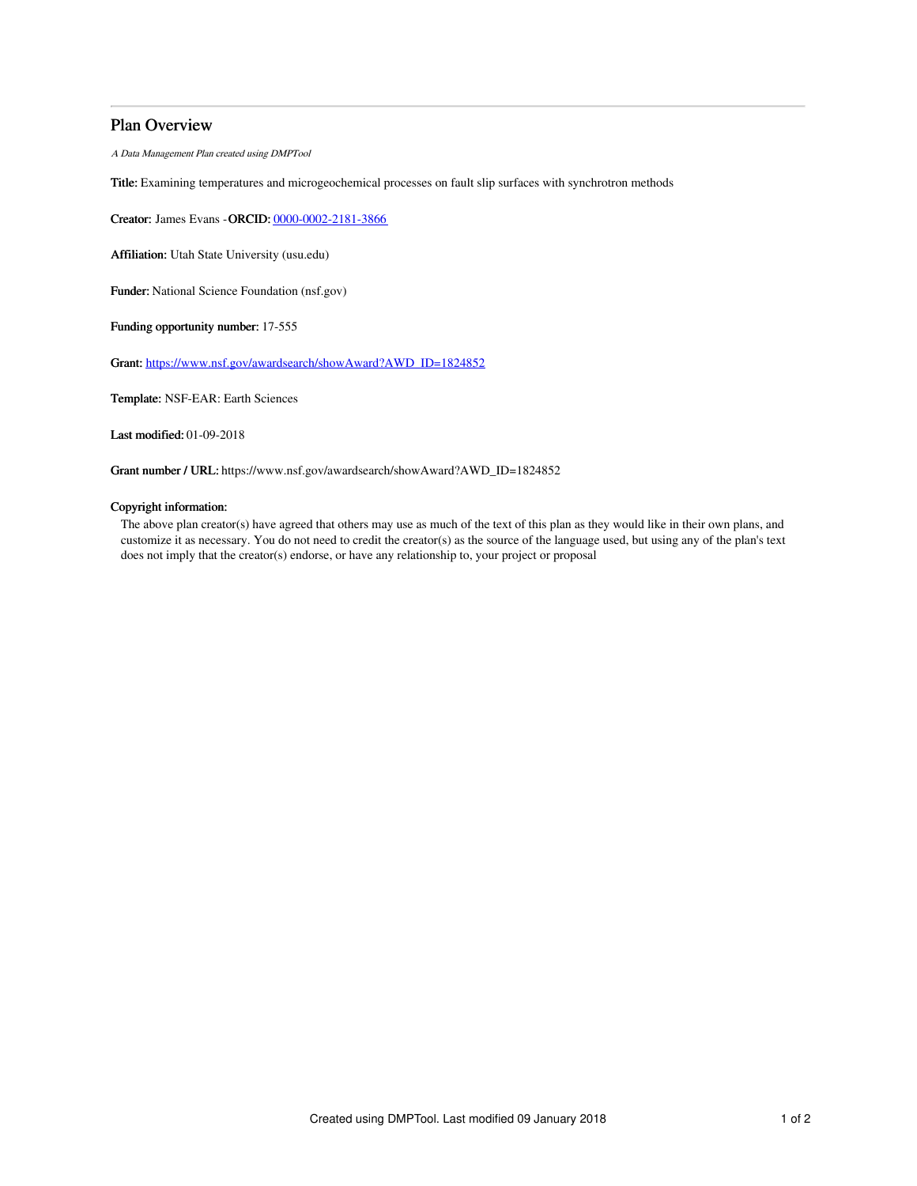# Plan Overview

*A Data Management Plan created using DMPTool*

**Title:** Examining temperatures and microgeochemical processes on fault slip surfaces with synchrotron methods

**Creator:** James Evans -**ORCID:** 0000-0002-2181-3866

**Affiliation:** Utah State University (usu.edu)

**Funder:** National Science Foundation (nsf.gov)

**Funding opportunity number:** 17-555

**Grant:** https://www.nsf.gov/awardsearch/showAward?AWD_ID=1824852

**Template:** NSF-EAR: Earth Sciences

**Last modified:** 01-09-2018

**Grant number / URL:** https://www.nsf.gov/awardsearch/showAward?AWD_ID=1824852

**Copyright information:**

The above plan creator(s) have agreed that others may use as much of the text of this plan as they would like in their own plans, and customize it as necessary. You do not need to credit the creator(s) as the source of the language used, but using any of the plan's text does not imply that the creator(s) endorse, or have any relationship to, your project or proposal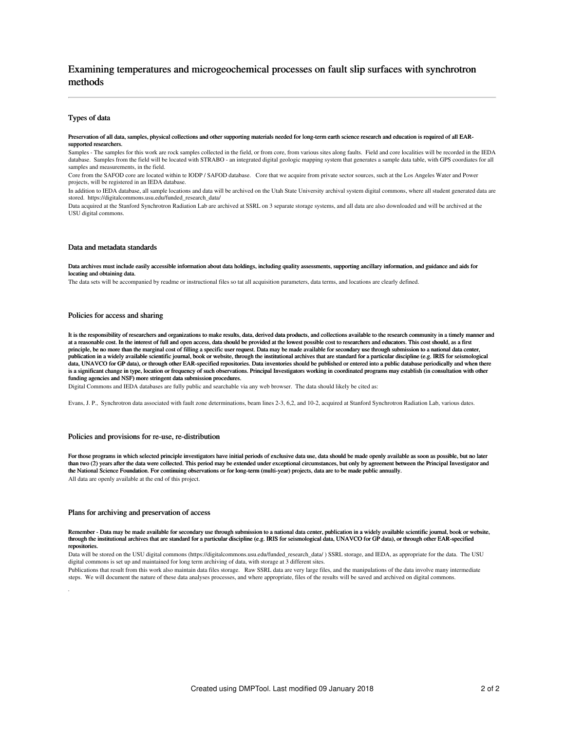# Examining temperatures and microgeochemical processes on fault slip surfaces with synchrotron methods

## Types of data

**Preservation of all data, samples, physical collections and other supporting materials needed for long-term earth science research and education is required of all EAR-supported researchers.**

Samples - The samples for this work are rock samples collected in the field, or from core, from various sites along faults. Field and core localities will be recorded in the IEDA database. Samples from the field will be located with STRABO - an integrated digital geologic mapping system that generates a sample data table, with GPS coordiates for all samples and measurements, in the field.

Core from the SAFOD core are located within te IODP / SAFOD database. Core that we acquire from private sector sources, such at the Los Angeles Water and Power projects, will be registered in an IEDA database.

In addition to IEDA database, all sample locations and data will be archived on the Utah State University archival system digital commons, where all student generated data are stored. https://digitalcommons.usu.edu/funded_research_data/

Data acquired at the Stanford Synchrotron Radiation Lab are archived at SSRL on 3 separate storage systems, and all data are also downloaded and will be archived at the USU digital commons.

## Data and metadata standards

**Data archives must include easily accessible information about data holdings, including quality assessments, supporting ancillary information, and guidance and aids for locating and obtaining data.**

The data sets will be accompanied by readme or instructional files so tat all acquisition parameters, data terms, and locations are clearly defined.

## Policies for access and sharing

**It is the responsibility of researchers and organizations to make results, data, derived data products, and collections available to the research community in a timely manner and at a reasonable cost. In the interest of full and open access, data should be provided at the lowest possible cost to researchers and educators. This cost should, as a first principle, be no more than the marginal cost of filling a specific user request. Data may be made available for secondary use through submission to a national data center, publication in a widely available scientific journal, book or website, through the institutional archives that are standard for a particular discipline (e.g. IRIS for seismological data, UNAVCO for GP data), or through other EAR-specified repositories. Data inventories should be published or entered into a public database periodically and when there is a significant change in type, location or frequency of such observations. Principal Investigators working in coordinated programs may establish (in consultation with other funding agencies and NSF) more stringent data submission procedures.**

Digital Commons and IEDA databases are fully public and searchable via any web browser. The data should likely be cited as:

Evans, J. P., Synchrotron data associated with fault zone determinations, beam lines 2-3, 6,2, and 10-2, acquired at Stanford Synchrotron Radiation Lab, various dates.

## Policies and provisions for re-use, re-distribution

**For those programs in which selected principle investigators have initial periods of exclusive data use, data should be made openly available as soon as possible, but no later than two (2) years after the data were collected. This period may be extended under exceptional circumstances, but only by agreement between the Principal Investigator and the National Science Foundation. For continuing observations or for long-term (multi-year) projects, data are to be made public annually.**

All data are openly available at the end of this project.

## Plans for archiving and preservation of access

**Remember - Data may be made available for secondary use through submission to a national data center, publication in a widely available scientific journal, book or website, through the institutional archives that are standard for a particular discipline (e.g. IRIS for seismological data, UNAVCO for GP data), or through other EAR-specified repositories.**

Data will be stored on the USU digital commons (https://digitalcommons.usu.edu/funded_research_data/ ) SSRL storage, and IEDA, as appropriate for the data. The USU digital commons is set up and maintained for long term archiving of data, with storage at 3 different sites.

Publications that result from this work also maintain data files storage. Raw SSRL data are very large files, and the manipulations of the data involve many intermediate steps. We will document the nature of these data analyses processes, and where appropriate, files of the results will be saved and archived on digital commons.

Created using DMPTool. Last modified 09 January 2018